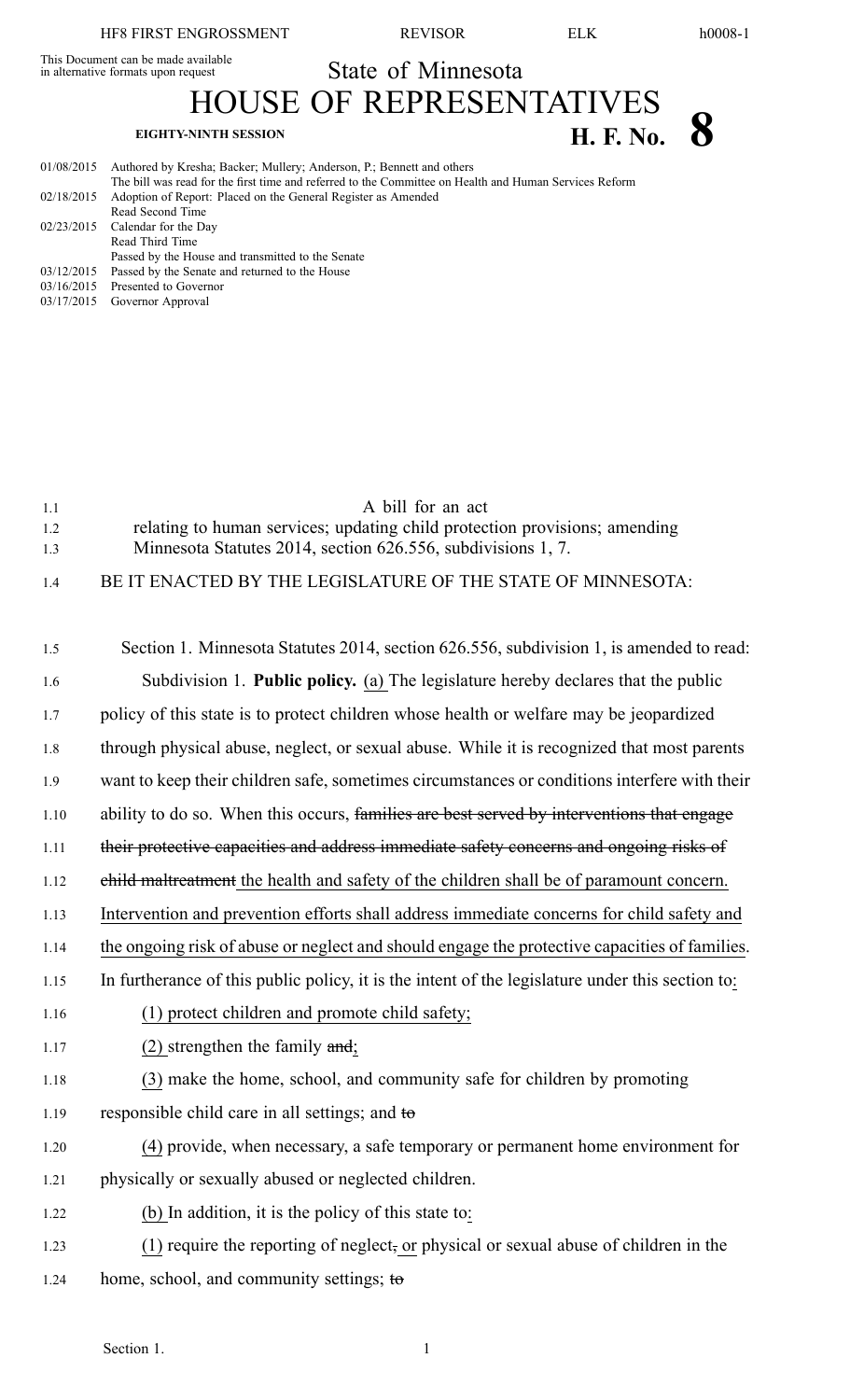This Document can be made available in alternative formats upon request

# State of Minnesota

# HOUSE OF REPRESENTATIVES

**EIGHTY-NINTH SESSION** **H. F. No. 8**

| | |
|---|---|
| 01/08/2015 | Authored by Kresha; Backer; Mullery; Anderson, P.; Bennett and others |
| | The bill was read for the first time and referred to the Committee on Health and Human Services Reform |
| 02/18/2015 | Adoption of Report: Placed on the General Register as Amended |
| | Read Second Time |
| 02/23/2015 | Calendar for the Day |
| | Read Third Time |
| | Passed by the House and transmitted to the Senate |
| 03/12/2015 | Passed by the Senate and returned to the House |
| 03/16/2015 | Presented to Governor |
| 03/17/2015 | Governor Approval |

A bill for an act
relating to human services; updating child protection provisions; amending Minnesota Statutes 2014, section 626.556, subdivisions 1, 7.

BE IT ENACTED BY THE LEGISLATURE OF THE STATE OF MINNESOTA:

Section 1. Minnesota Statutes 2014, section 626.556, subdivision 1, is amended to read:

Subdivision 1. **Public policy.** (a) The legislature hereby declares that the public policy of this state is to protect children whose health or welfare may be jeopardized through physical abuse, neglect, or sexual abuse. While it is recognized that most parents want to keep their children safe, sometimes circumstances or conditions interfere with their ability to do so. When this occurs, ~~families are best served by interventions that engage their protective capacities and address immediate safety concerns and ongoing risks of child maltreatment~~ the health and safety of the children shall be of paramount concern. Intervention and prevention efforts shall address immediate concerns for child safety and the ongoing risk of abuse or neglect and should engage the protective capacities of families. In furtherance of this public policy, it is the intent of the legislature under this section to:

(1) protect children and promote child safety;

(2) strengthen the family ~~and~~;

(3) make the home, school, and community safe for children by promoting responsible child care in all settings; and ~~to~~

(4) provide, when necessary, a safe temporary or permanent home environment for physically or sexually abused or neglected children.

(b) In addition, it is the policy of this state to:

(1) require the reporting of neglect~~,~~ or physical or sexual abuse of children in the home, school, and community settings; ~~to~~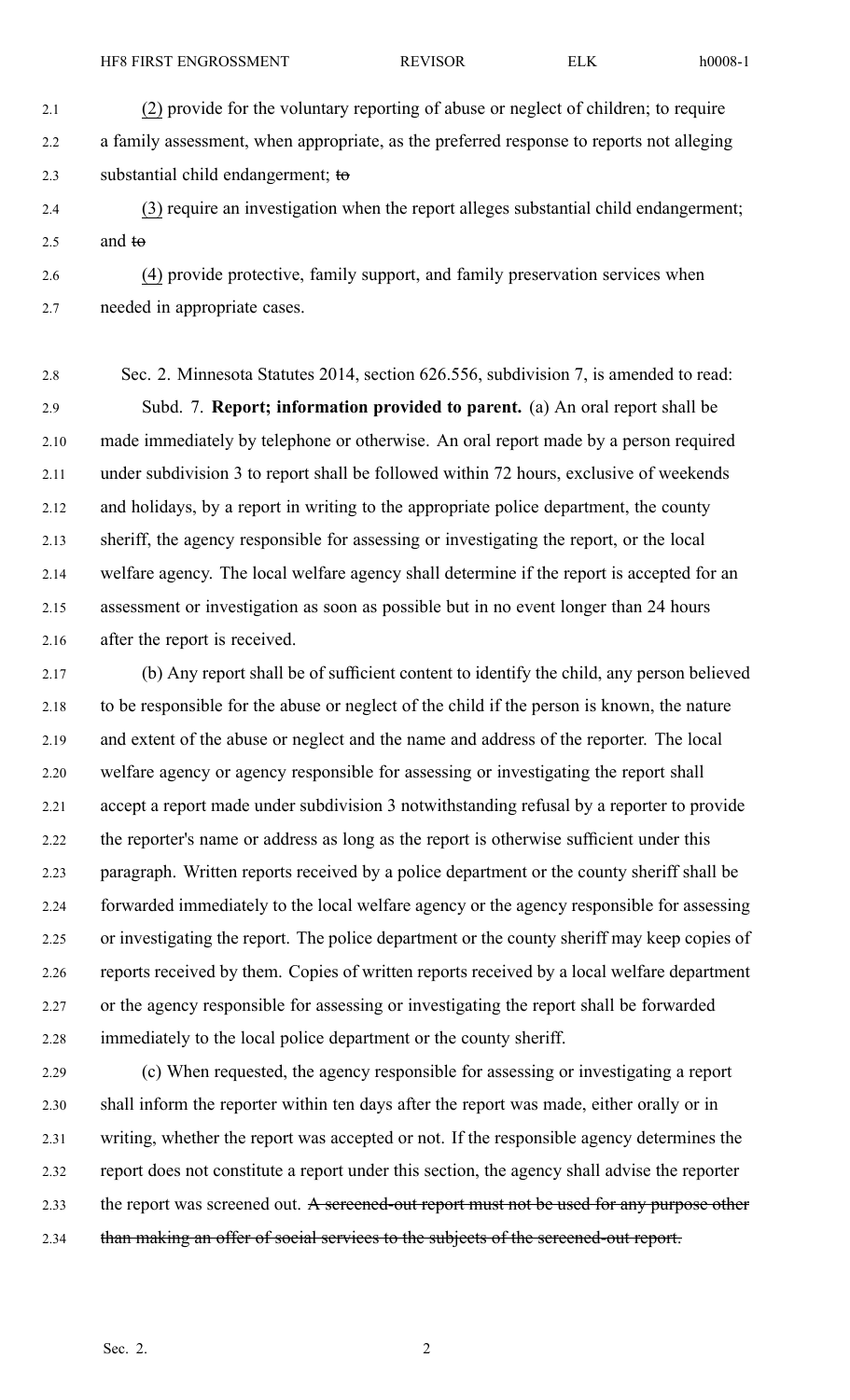(2) provide for the voluntary reporting of abuse or neglect of children; to require a family assessment, when appropriate, as the preferred response to reports not alleging substantial child endangerment; ~~to~~

(3) require an investigation when the report alleges substantial child endangerment; and ~~to~~

(4) provide protective, family support, and family preservation services when needed in appropriate cases.

Sec. 2. Minnesota Statutes 2014, section 626.556, subdivision 7, is amended to read:

Subd. 7. **Report; information provided to parent.** (a) An oral report shall be made immediately by telephone or otherwise. An oral report made by a person required under subdivision 3 to report shall be followed within 72 hours, exclusive of weekends and holidays, by a report in writing to the appropriate police department, the county sheriff, the agency responsible for assessing or investigating the report, or the local welfare agency. The local welfare agency shall determine if the report is accepted for an assessment or investigation as soon as possible but in no event longer than 24 hours after the report is received.

(b) Any report shall be of sufficient content to identify the child, any person believed to be responsible for the abuse or neglect of the child if the person is known, the nature and extent of the abuse or neglect and the name and address of the reporter. The local welfare agency or agency responsible for assessing or investigating the report shall accept a report made under subdivision 3 notwithstanding refusal by a reporter to provide the reporter's name or address as long as the report is otherwise sufficient under this paragraph. Written reports received by a police department or the county sheriff shall be forwarded immediately to the local welfare agency or the agency responsible for assessing or investigating the report. The police department or the county sheriff may keep copies of reports received by them. Copies of written reports received by a local welfare department or the agency responsible for assessing or investigating the report shall be forwarded immediately to the local police department or the county sheriff.

(c) When requested, the agency responsible for assessing or investigating a report shall inform the reporter within ten days after the report was made, either orally or in writing, whether the report was accepted or not. If the responsible agency determines the report does not constitute a report under this section, the agency shall advise the reporter the report was screened out. ~~A screened-out report must not be used for any purpose other than making an offer of social services to the subjects of the screened-out report.~~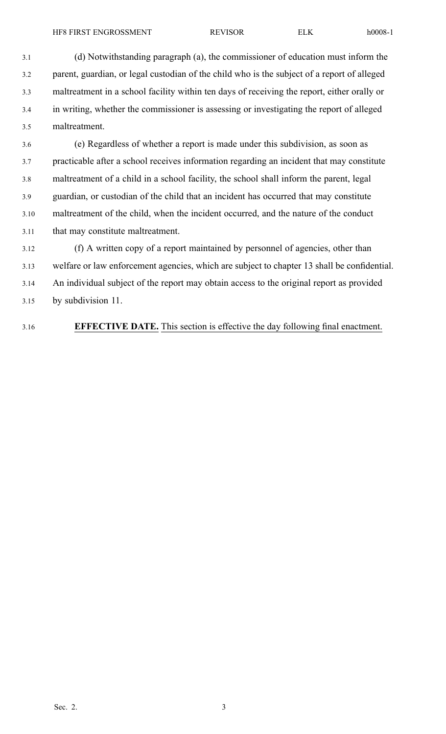(d) Notwithstanding paragraph (a), the commissioner of education must inform the parent, guardian, or legal custodian of the child who is the subject of a report of alleged maltreatment in a school facility within ten days of receiving the report, either orally or in writing, whether the commissioner is assessing or investigating the report of alleged maltreatment.

(e) Regardless of whether a report is made under this subdivision, as soon as practicable after a school receives information regarding an incident that may constitute maltreatment of a child in a school facility, the school shall inform the parent, legal guardian, or custodian of the child that an incident has occurred that may constitute maltreatment of the child, when the incident occurred, and the nature of the conduct that may constitute maltreatment.

(f) A written copy of a report maintained by personnel of agencies, other than welfare or law enforcement agencies, which are subject to chapter 13 shall be confidential. An individual subject of the report may obtain access to the original report as provided by subdivision 11.

**EFFECTIVE DATE.** This section is effective the day following final enactment.